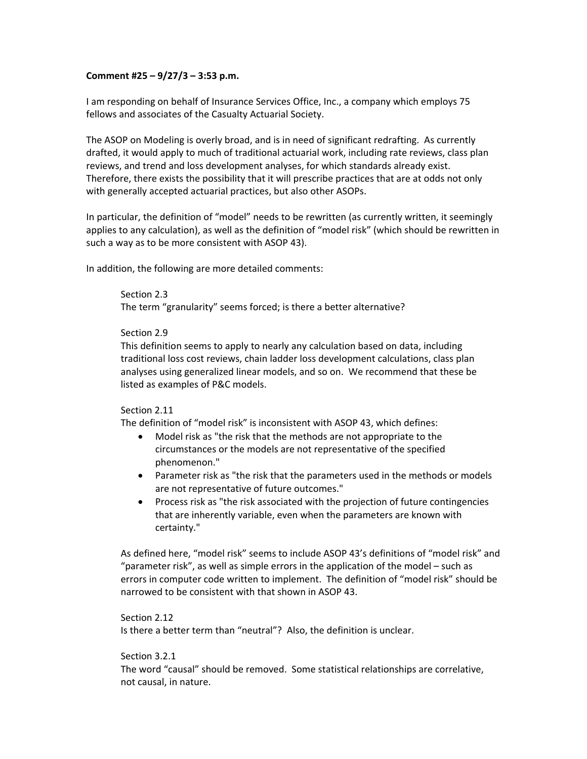**Comment #25 – 9/27/3 – 3:53 p.m.**

I am responding on behalf of Insurance Services Office, Inc., a company which employs 75 fellows and associates of the Casualty Actuarial Society.

The ASOP on Modeling is overly broad, and is in need of significant redrafting. As currently drafted, it would apply to much of traditional actuarial work, including rate reviews, class plan reviews, and trend and loss development analyses, for which standards already exist. Therefore, there exists the possibility that it will prescribe practices that are at odds not only with generally accepted actuarial practices, but also other ASOPs.

In particular, the definition of "model" needs to be rewritten (as currently written, it seemingly applies to any calculation), as well as the definition of "model risk" (which should be rewritten in such a way as to be more consistent with ASOP 43).

In addition, the following are more detailed comments:

Section 2.3
The term "granularity" seems forced; is there a better alternative?

Section 2.9
This definition seems to apply to nearly any calculation based on data, including traditional loss cost reviews, chain ladder loss development calculations, class plan analyses using generalized linear models, and so on. We recommend that these be listed as examples of P&C models.

Section 2.11
The definition of "model risk" is inconsistent with ASOP 43, which defines:

- Model risk as "the risk that the methods are not appropriate to the circumstances or the models are not representative of the specified phenomenon."
- Parameter risk as "the risk that the parameters used in the methods or models are not representative of future outcomes."
- Process risk as "the risk associated with the projection of future contingencies that are inherently variable, even when the parameters are known with certainty."

As defined here, "model risk" seems to include ASOP 43's definitions of "model risk" and "parameter risk", as well as simple errors in the application of the model – such as errors in computer code written to implement. The definition of "model risk" should be narrowed to be consistent with that shown in ASOP 43.

Section 2.12
Is there a better term than "neutral"? Also, the definition is unclear.

Section 3.2.1
The word "causal" should be removed. Some statistical relationships are correlative, not causal, in nature.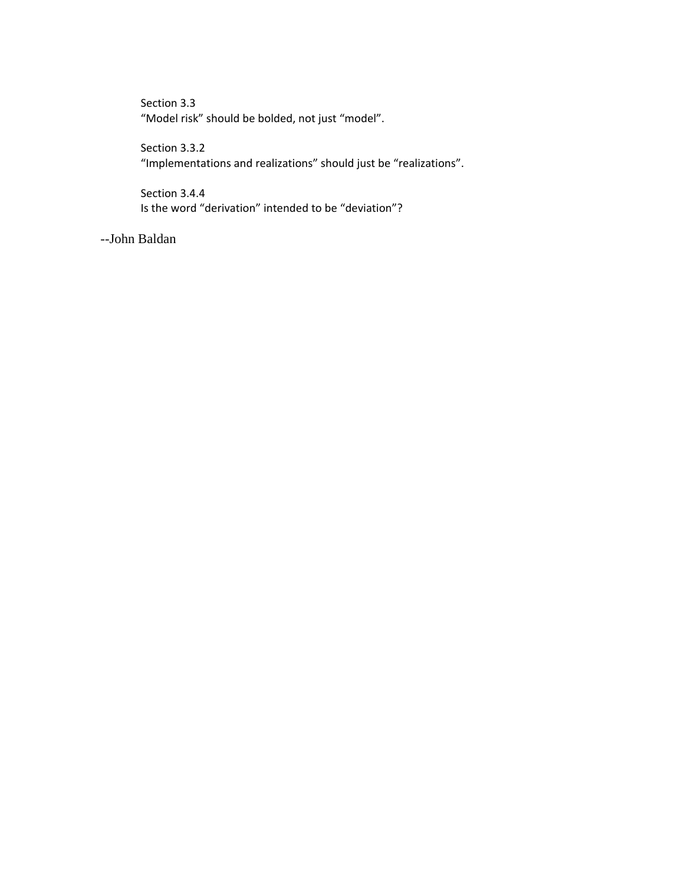Section 3.3
“Model risk” should be bolded, not just “model”.

Section 3.3.2
“Implementations and realizations” should just be “realizations”.

Section 3.4.4
Is the word “derivation” intended to be “deviation”?

--John Baldan